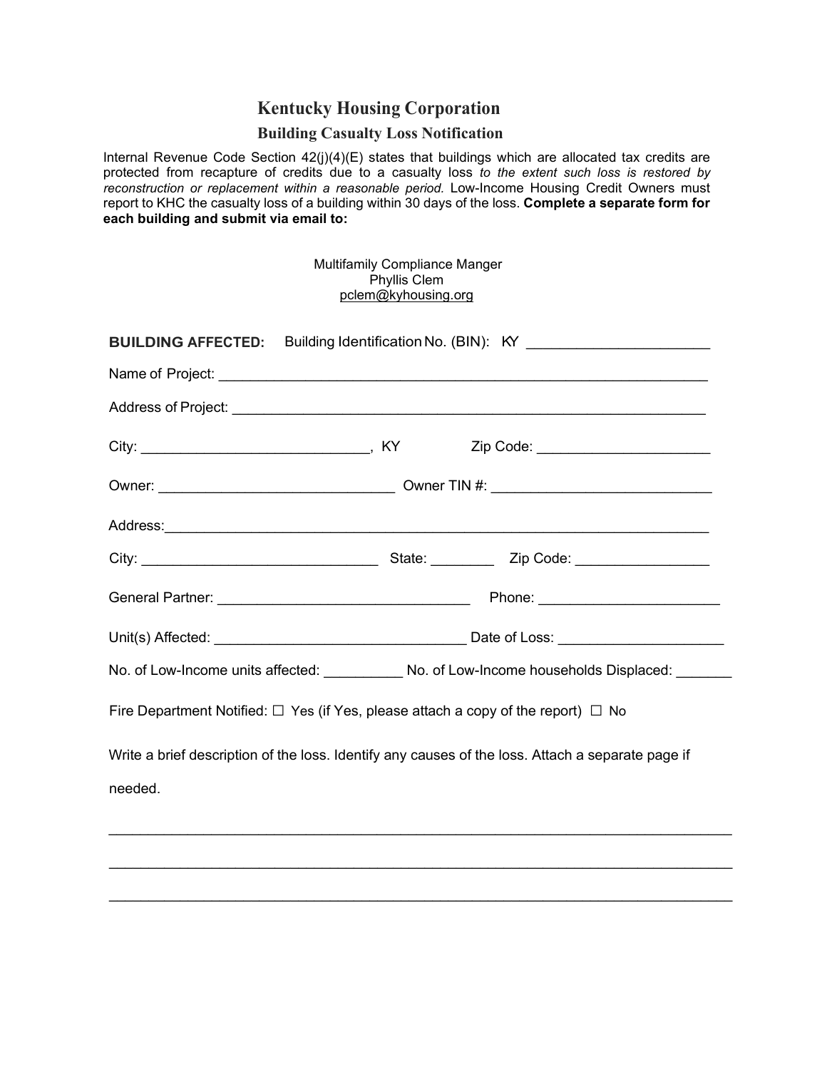# Kentucky Housing Corporation

## Building Casualty Loss Notification

Internal Revenue Code Section 42(j)(4)(E) states that buildings which are allocated tax credits are protected from recapture of credits due to a casualty loss *to the extent such loss is restored by reconstruction or replacement within a reasonable period.* Low-Income Housing Credit Owners must report to KHC the casualty loss of a building within 30 days of the loss. **Complete a separate form for each building and submit via email to:**

Multifamily Compliance Manger
Phyllis Clem
pclem@kyhousing.org

**BUILDING AFFECTED:** Building Identification No. (BIN): KY ______________________

Name of Project: ________________________________________________________________

Address of Project: ______________________________________________________________

City: ____________________________, KY Zip Code: ______________________

Owner: ______________________________ Owner TIN #: ___________________________

Address:_______________________________________________________________________

City: ______________________________ State: ________ Zip Code: _________________

General Partner: ________________________________ Phone: _______________________

Unit(s) Affected: ________________________________ Date of Loss: ____________________

No. of Low-Income units affected: __________ No. of Low-Income households Displaced: _______

Fire Department Notified: ☐ Yes (if Yes, please attach a copy of the report) ☐ No

Write a brief description of the loss. Identify any causes of the loss. Attach a separate page if needed.

_______________________________________________________________________________

_______________________________________________________________________________

_______________________________________________________________________________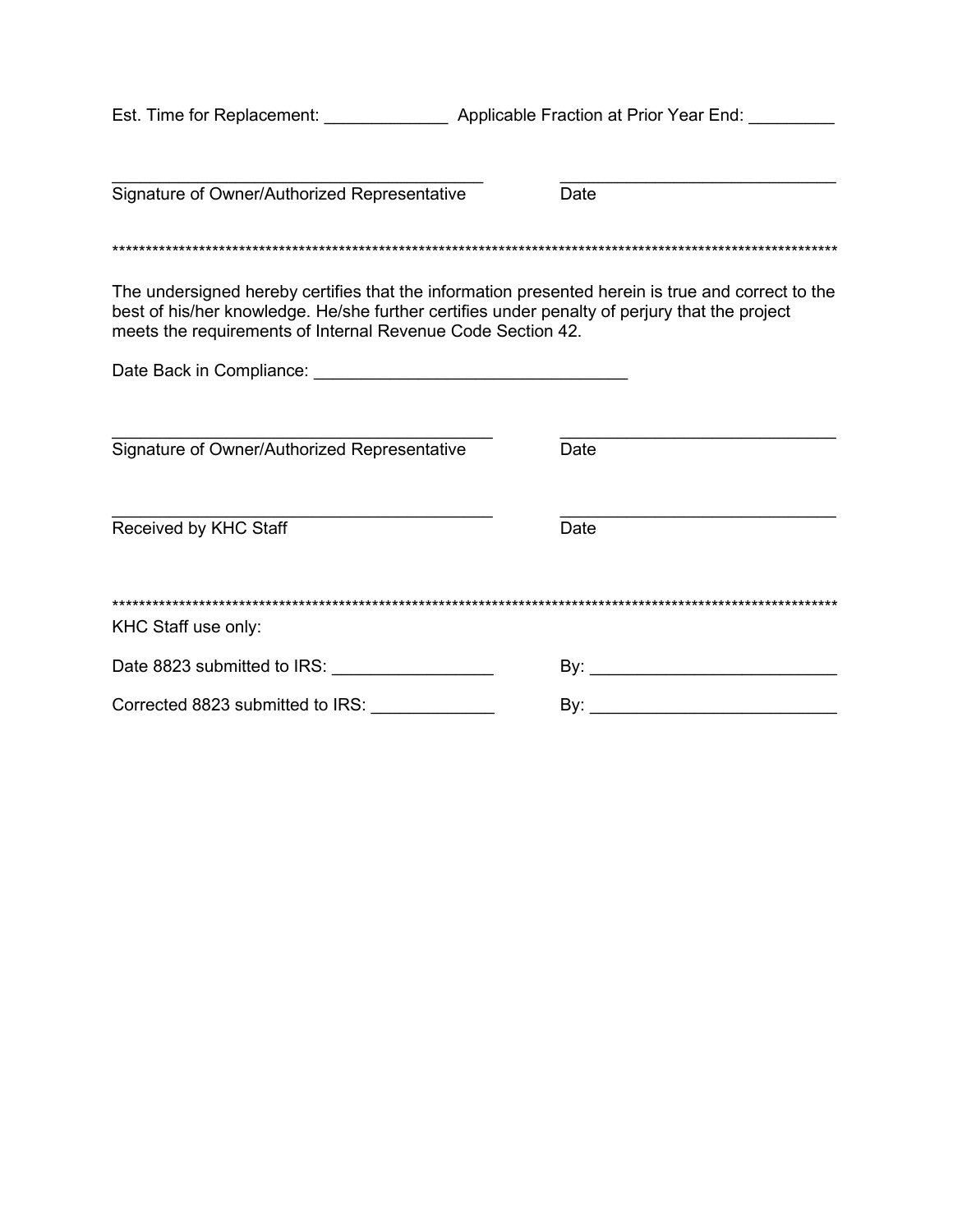Est. Time for Replacement: _____________ Applicable Fraction at Prior Year End: _________

_________________________________________ ______________________________

Signature of Owner/Authorized Representative Date

*****************************************************************************************************************

The undersigned hereby certifies that the information presented herein is true and correct to the best of his/her knowledge. He/she further certifies under penalty of perjury that the project meets the requirements of Internal Revenue Code Section 42.

Date Back in Compliance: _________________________________

_________________________________________ ______________________________

Signature of Owner/Authorized Representative Date

_________________________________________ ______________________________

Received by KHC Staff Date

*****************************************************************************************************************

KHC Staff use only:

Date 8823 submitted to IRS: _________________ By: __________________________

Corrected 8823 submitted to IRS: _____________ By: __________________________